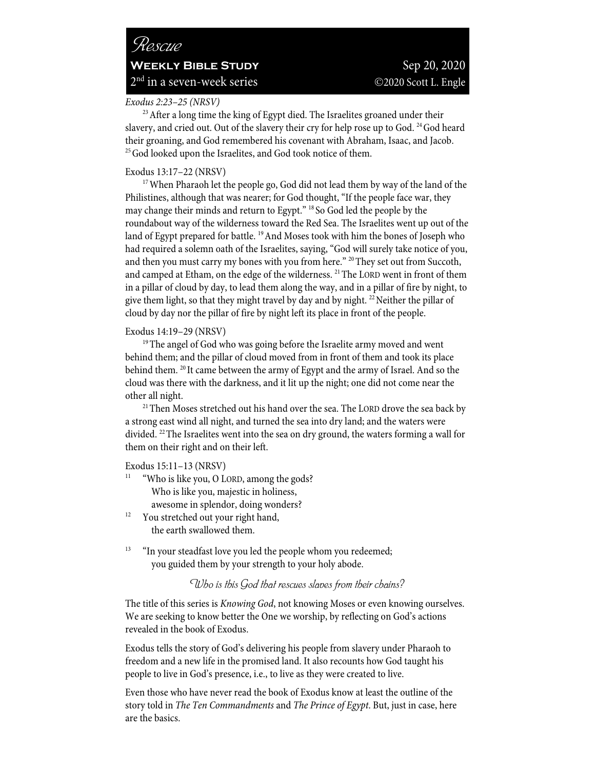# *Rescue*

**Weekly Bible Study** Sep 20, 2020

2nd in a seven-week series ©2020 Scott L. Engle

*Exodus 2:23–25 (NRSV)*

[23] After a long time the king of Egypt died. The Israelites groaned under their slavery, and cried out. Out of the slavery their cry for help rose up to God. [24] God heard their groaning, and God remembered his covenant with Abraham, Isaac, and Jacob. [25] God looked upon the Israelites, and God took notice of them.

Exodus 13:17–22 (NRSV)

[17] When Pharaoh let the people go, God did not lead them by way of the land of the Philistines, although that was nearer; for God thought, "If the people face war, they may change their minds and return to Egypt." [18] So God led the people by the roundabout way of the wilderness toward the Red Sea. The Israelites went up out of the land of Egypt prepared for battle. [19] And Moses took with him the bones of Joseph who had required a solemn oath of the Israelites, saying, "God will surely take notice of you, and then you must carry my bones with you from here." [20] They set out from Succoth, and camped at Etham, on the edge of the wilderness. [21] The LORD went in front of them in a pillar of cloud by day, to lead them along the way, and in a pillar of fire by night, to give them light, so that they might travel by day and by night. [22] Neither the pillar of cloud by day nor the pillar of fire by night left its place in front of the people.

Exodus 14:19–29 (NRSV)

[19] The angel of God who was going before the Israelite army moved and went behind them; and the pillar of cloud moved from in front of them and took its place behind them. [20] It came between the army of Egypt and the army of Israel. And so the cloud was there with the darkness, and it lit up the night; one did not come near the other all night.

[21] Then Moses stretched out his hand over the sea. The LORD drove the sea back by a strong east wind all night, and turned the sea into dry land; and the waters were divided. [22] The Israelites went into the sea on dry ground, the waters forming a wall for them on their right and on their left.

Exodus 15:11–13 (NRSV)

[11] "Who is like you, O LORD, among the gods?
Who is like you, majestic in holiness,
awesome in splendor, doing wonders?

[12] You stretched out your right hand,
the earth swallowed them.

[13] "In your steadfast love you led the people whom you redeemed;
you guided them by your strength to your holy abode.

### *Who is this God that rescues slaves from their chains?*

The title of this series is *Knowing God*, not knowing Moses or even knowing ourselves. We are seeking to know better the One we worship, by reflecting on God's actions revealed in the book of Exodus.

Exodus tells the story of God's delivering his people from slavery under Pharaoh to freedom and a new life in the promised land. It also recounts how God taught his people to live in God's presence, i.e., to live as they were created to live.

Even those who have never read the book of Exodus know at least the outline of the story told in *The Ten Commandments* and *The Prince of Egypt*. But, just in case, here are the basics.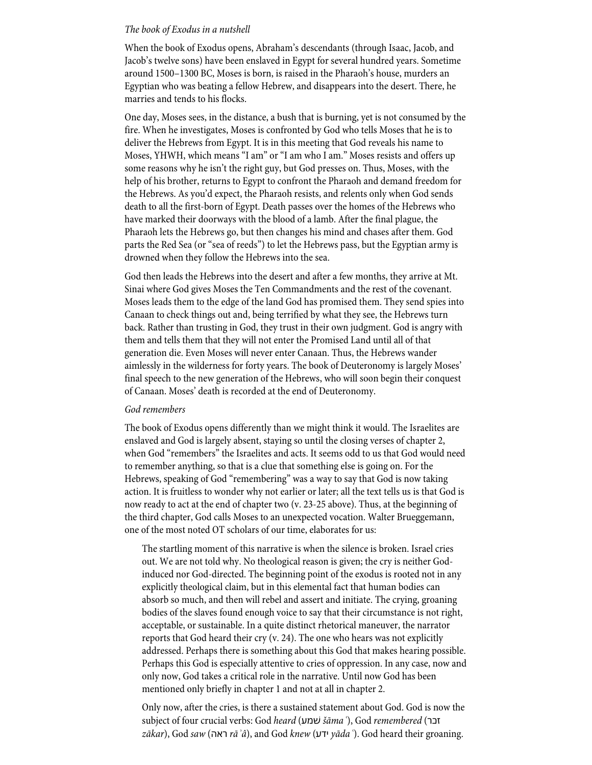*The book of Exodus in a nutshell*

When the book of Exodus opens, Abraham's descendants (through Isaac, Jacob, and Jacob's twelve sons) have been enslaved in Egypt for several hundred years. Sometime around 1500–1300 BC, Moses is born, is raised in the Pharaoh's house, murders an Egyptian who was beating a fellow Hebrew, and disappears into the desert. There, he marries and tends to his flocks.

One day, Moses sees, in the distance, a bush that is burning, yet is not consumed by the fire. When he investigates, Moses is confronted by God who tells Moses that he is to deliver the Hebrews from Egypt. It is in this meeting that God reveals his name to Moses, YHWH, which means "I am" or "I am who I am." Moses resists and offers up some reasons why he isn't the right guy, but God presses on. Thus, Moses, with the help of his brother, returns to Egypt to confront the Pharaoh and demand freedom for the Hebrews. As you'd expect, the Pharaoh resists, and relents only when God sends death to all the first-born of Egypt. Death passes over the homes of the Hebrews who have marked their doorways with the blood of a lamb. After the final plague, the Pharaoh lets the Hebrews go, but then changes his mind and chases after them. God parts the Red Sea (or "sea of reeds") to let the Hebrews pass, but the Egyptian army is drowned when they follow the Hebrews into the sea.

God then leads the Hebrews into the desert and after a few months, they arrive at Mt. Sinai where God gives Moses the Ten Commandments and the rest of the covenant. Moses leads them to the edge of the land God has promised them. They send spies into Canaan to check things out and, being terrified by what they see, the Hebrews turn back. Rather than trusting in God, they trust in their own judgment. God is angry with them and tells them that they will not enter the Promised Land until all of that generation die. Even Moses will never enter Canaan. Thus, the Hebrews wander aimlessly in the wilderness for forty years. The book of Deuteronomy is largely Moses' final speech to the new generation of the Hebrews, who will soon begin their conquest of Canaan. Moses' death is recorded at the end of Deuteronomy.

*God remembers*

The book of Exodus opens differently than we might think it would. The Israelites are enslaved and God is largely absent, staying so until the closing verses of chapter 2, when God "remembers" the Israelites and acts. It seems odd to us that God would need to remember anything, so that is a clue that something else is going on. For the Hebrews, speaking of God "remembering" was a way to say that God is now taking action. It is fruitless to wonder why not earlier or later; all the text tells us is that God is now ready to act at the end of chapter two (v. 23-25 above). Thus, at the beginning of the third chapter, God calls Moses to an unexpected vocation. Walter Brueggemann, one of the most noted OT scholars of our time, elaborates for us:

> The startling moment of this narrative is when the silence is broken. Israel cries out. We are not told why. No theological reason is given; the cry is neither God-induced nor God-directed. The beginning point of the exodus is rooted not in any explicitly theological claim, but in this elemental fact that human bodies can absorb so much, and then will rebel and assert and initiate. The crying, groaning bodies of the slaves found enough voice to say that their circumstance is not right, acceptable, or sustainable. In a quite distinct rhetorical maneuver, the narrator reports that God heard their cry (v. 24). The one who hears was not explicitly addressed. Perhaps there is something about this God that makes hearing possible. Perhaps this God is especially attentive to cries of oppression. In any case, now and only now, God takes a critical role in the narrative. Until now God has been mentioned only briefly in chapter 1 and not at all in chapter 2.
>
> Only now, after the cries, is there a sustained statement about God. God is now the subject of four crucial verbs: God *heard* (שמע *šāmaʿ*), God *remembered* (זכר *zākar*), God *saw* (ראה *rāʾâ*), and God *knew* (ידע *yādaʿ*). God heard their groaning.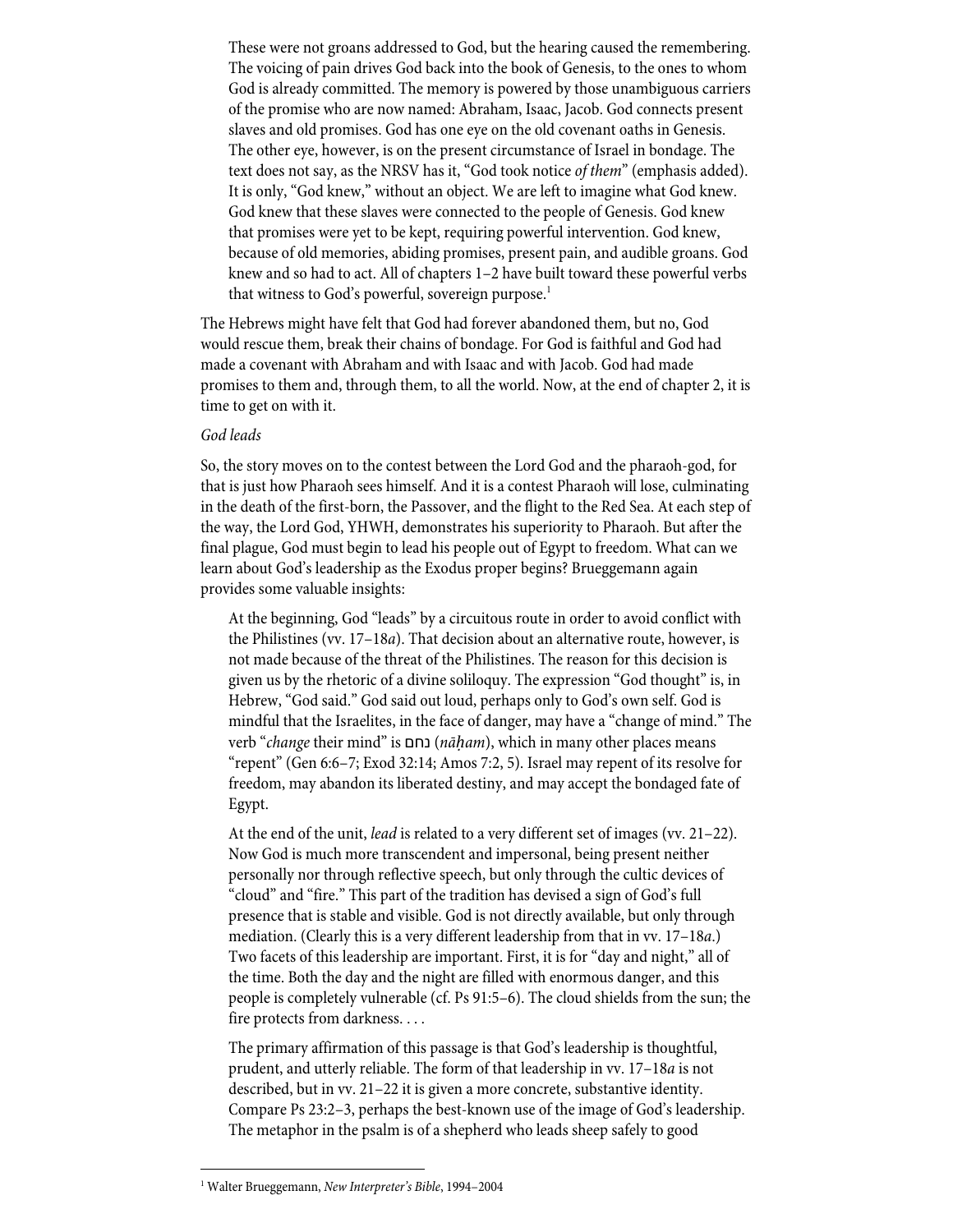> These were not groans addressed to God, but the hearing caused the remembering. The voicing of pain drives God back into the book of Genesis, to the ones to whom God is already committed. The memory is powered by those unambiguous carriers of the promise who are now named: Abraham, Isaac, Jacob. God connects present slaves and old promises. God has one eye on the old covenant oaths in Genesis. The other eye, however, is on the present circumstance of Israel in bondage. The text does not say, as the NRSV has it, "God took notice *of them*" (emphasis added). It is only, "God knew," without an object. We are left to imagine what God knew. God knew that these slaves were connected to the people of Genesis. God knew that promises were yet to be kept, requiring powerful intervention. God knew, because of old memories, abiding promises, present pain, and audible groans. God knew and so had to act. All of chapters 1–2 have built toward these powerful verbs that witness to God's powerful, sovereign purpose.[1]

The Hebrews might have felt that God had forever abandoned them, but no, God would rescue them, break their chains of bondage. For God is faithful and God had made a covenant with Abraham and with Isaac and with Jacob. God had made promises to them and, through them, to all the world. Now, at the end of chapter 2, it is time to get on with it.

*God leads*

So, the story moves on to the contest between the Lord God and the pharaoh-god, for that is just how Pharaoh sees himself. And it is a contest Pharaoh will lose, culminating in the death of the first-born, the Passover, and the flight to the Red Sea. At each step of the way, the Lord God, YHWH, demonstrates his superiority to Pharaoh. But after the final plague, God must begin to lead his people out of Egypt to freedom. What can we learn about God's leadership as the Exodus proper begins? Brueggemann again provides some valuable insights:

> At the beginning, God "leads" by a circuitous route in order to avoid conflict with the Philistines (vv. 17–18*a*). That decision about an alternative route, however, is not made because of the threat of the Philistines. The reason for this decision is given us by the rhetoric of a divine soliloquy. The expression "God thought" is, in Hebrew, "God said." God said out loud, perhaps only to God's own self. God is mindful that the Israelites, in the face of danger, may have a "change of mind." The verb "*change* their mind" is נחם (*nāḥam*), which in many other places means "repent" (Gen 6:6–7; Exod 32:14; Amos 7:2, 5). Israel may repent of its resolve for freedom, may abandon its liberated destiny, and may accept the bondaged fate of Egypt.
>
> At the end of the unit, *lead* is related to a very different set of images (vv. 21–22). Now God is much more transcendent and impersonal, being present neither personally nor through reflective speech, but only through the cultic devices of "cloud" and "fire." This part of the tradition has devised a sign of God's full presence that is stable and visible. God is not directly available, but only through mediation. (Clearly this is a very different leadership from that in vv. 17–18*a*.) Two facets of this leadership are important. First, it is for "day and night," all of the time. Both the day and the night are filled with enormous danger, and this people is completely vulnerable (cf. Ps 91:5–6). The cloud shields from the sun; the fire protects from darkness. . . .
>
> The primary affirmation of this passage is that God's leadership is thoughtful, prudent, and utterly reliable. The form of that leadership in vv. 17–18*a* is not described, but in vv. 21–22 it is given a more concrete, substantive identity. Compare Ps 23:2–3, perhaps the best-known use of the image of God's leadership. The metaphor in the psalm is of a shepherd who leads sheep safely to good

---

[1] Walter Brueggemann, *New Interpreter's Bible*, 1994–2004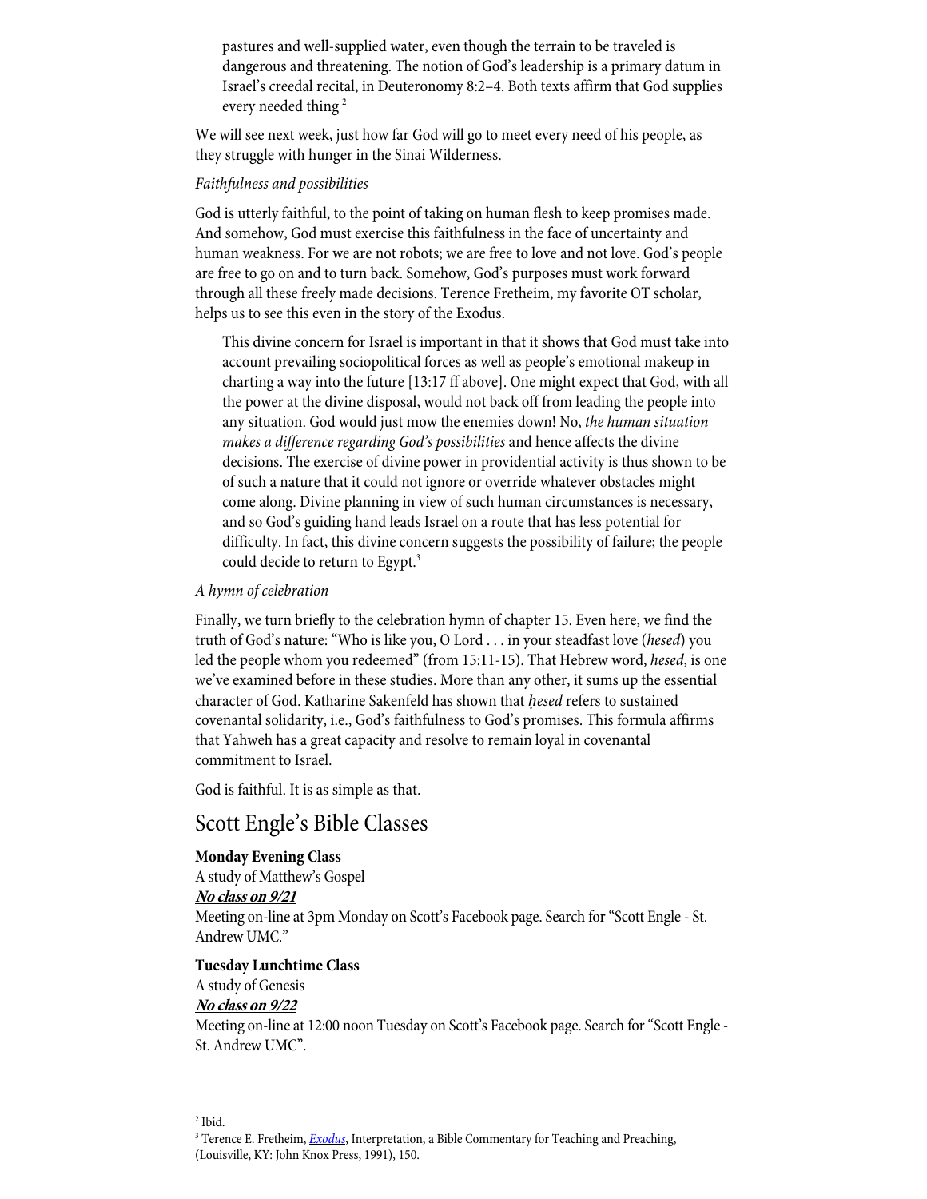> pastures and well-supplied water, even though the terrain to be traveled is dangerous and threatening. The notion of God's leadership is a primary datum in Israel's creedal recital, in Deuteronomy 8:2–4. Both texts affirm that God supplies every needed thing [2]

We will see next week, just how far God will go to meet every need of his people, as they struggle with hunger in the Sinai Wilderness.

*Faithfulness and possibilities*

God is utterly faithful, to the point of taking on human flesh to keep promises made. And somehow, God must exercise this faithfulness in the face of uncertainty and human weakness. For we are not robots; we are free to love and not love. God's people are free to go on and to turn back. Somehow, God's purposes must work forward through all these freely made decisions. Terence Fretheim, my favorite OT scholar, helps us to see this even in the story of the Exodus.

> This divine concern for Israel is important in that it shows that God must take into account prevailing sociopolitical forces as well as people's emotional makeup in charting a way into the future [13:17 ff above]. One might expect that God, with all the power at the divine disposal, would not back off from leading the people into any situation. God would just mow the enemies down! No, *the human situation makes a difference regarding God's possibilities* and hence affects the divine decisions. The exercise of divine power in providential activity is thus shown to be of such a nature that it could not ignore or override whatever obstacles might come along. Divine planning in view of such human circumstances is necessary, and so God's guiding hand leads Israel on a route that has less potential for difficulty. In fact, this divine concern suggests the possibility of failure; the people could decide to return to Egypt.[3]

*A hymn of celebration*

Finally, we turn briefly to the celebration hymn of chapter 15. Even here, we find the truth of God's nature: "Who is like you, O Lord . . . in your steadfast love (*hesed*) you led the people whom you redeemed" (from 15:11-15). That Hebrew word, *hesed*, is one we've examined before in these studies. More than any other, it sums up the essential character of God. Katharine Sakenfeld has shown that *ḥesed* refers to sustained covenantal solidarity, i.e., God's faithfulness to God's promises. This formula affirms that Yahweh has a great capacity and resolve to remain loyal in covenantal commitment to Israel.

God is faithful. It is as simple as that.

## Scott Engle's Bible Classes

**Monday Evening Class**
A study of Matthew's Gospel
***No class on 9/21***
Meeting on-line at 3pm Monday on Scott's Facebook page. Search for "Scott Engle - St. Andrew UMC."

**Tuesday Lunchtime Class**
A study of Genesis
***No class on 9/22***
Meeting on-line at 12:00 noon Tuesday on Scott's Facebook page. Search for "Scott Engle - St. Andrew UMC".

---

[2] Ibid.

[3] Terence E. Fretheim, *Exodus*, Interpretation, a Bible Commentary for Teaching and Preaching, (Louisville, KY: John Knox Press, 1991), 150.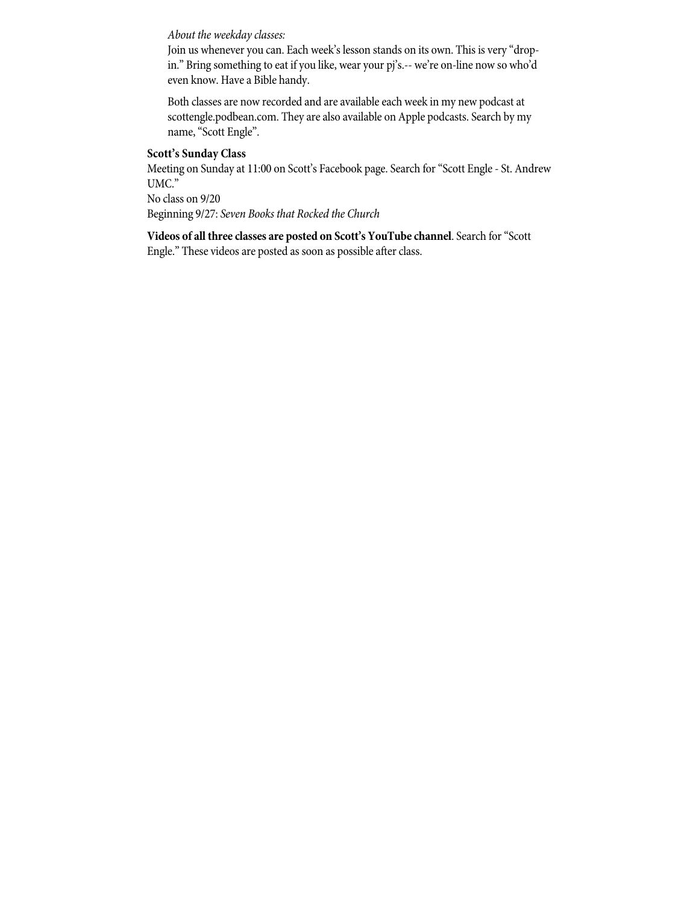*About the weekday classes:*
Join us whenever you can. Each week's lesson stands on its own. This is very "drop-in." Bring something to eat if you like, wear your pj's.-- we're on-line now so who'd even know. Have a Bible handy.

Both classes are now recorded and are available each week in my new podcast at scottengle.podbean.com. They are also available on Apple podcasts. Search by my name, "Scott Engle".

**Scott's Sunday Class**
Meeting on Sunday at 11:00 on Scott's Facebook page. Search for "Scott Engle - St. Andrew UMC."
No class on 9/20
Beginning 9/27: *Seven Books that Rocked the Church*

**Videos of all three classes are posted on Scott's YouTube channel**. Search for "Scott Engle." These videos are posted as soon as possible after class.